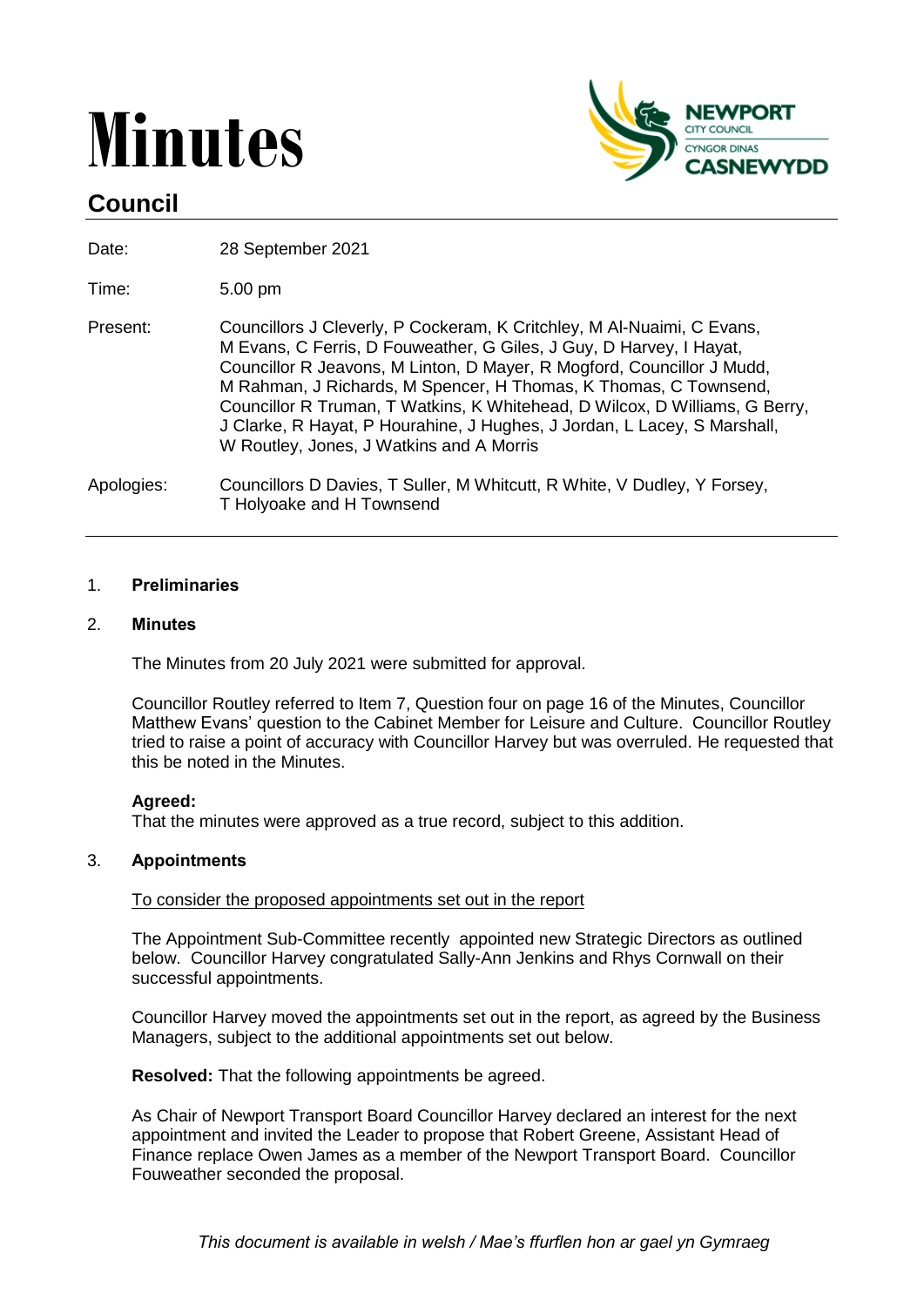# Minutes

## Council

| | |
|---|---|
| Date: | 28 September 2021 |
| Time: | 5.00 pm |
| Present: | Councillors J Cleverly, P Cockeram, K Critchley, M Al-Nuaimi, C Evans, M Evans, C Ferris, D Fouweather, G Giles, J Guy, D Harvey, I Hayat, Councillor R Jeavons, M Linton, D Mayer, R Mogford, Councillor J Mudd, M Rahman, J Richards, M Spencer, H Thomas, K Thomas, C Townsend, Councillor R Truman, T Watkins, K Whitehead, D Wilcox, D Williams, G Berry, J Clarke, R Hayat, P Hourahine, J Hughes, J Jordan, L Lacey, S Marshall, W Routley, Jones, J Watkins and A Morris |
| Apologies: | Councillors D Davies, T Suller, M Whitcutt, R White, V Dudley, Y Forsey, T Holyoake and H Townsend |

### 1. Preliminaries

### 2. Minutes

The Minutes from 20 July 2021 were submitted for approval.

Councillor Routley referred to Item 7, Question four on page 16 of the Minutes, Councillor Matthew Evans' question to the Cabinet Member for Leisure and Culture. Councillor Routley tried to raise a point of accuracy with Councillor Harvey but was overruled. He requested that this be noted in the Minutes.

**Agreed:**
That the minutes were approved as a true record, subject to this addition.

### 3. Appointments

To consider the proposed appointments set out in the report

The Appointment Sub-Committee recently appointed new Strategic Directors as outlined below. Councillor Harvey congratulated Sally-Ann Jenkins and Rhys Cornwall on their successful appointments.

Councillor Harvey moved the appointments set out in the report, as agreed by the Business Managers, subject to the additional appointments set out below.

**Resolved:** That the following appointments be agreed.

As Chair of Newport Transport Board Councillor Harvey declared an interest for the next appointment and invited the Leader to propose that Robert Greene, Assistant Head of Finance replace Owen James as a member of the Newport Transport Board. Councillor Fouweather seconded the proposal.

*This document is available in welsh / Mae's ffurflen hon ar gael yn Gymraeg*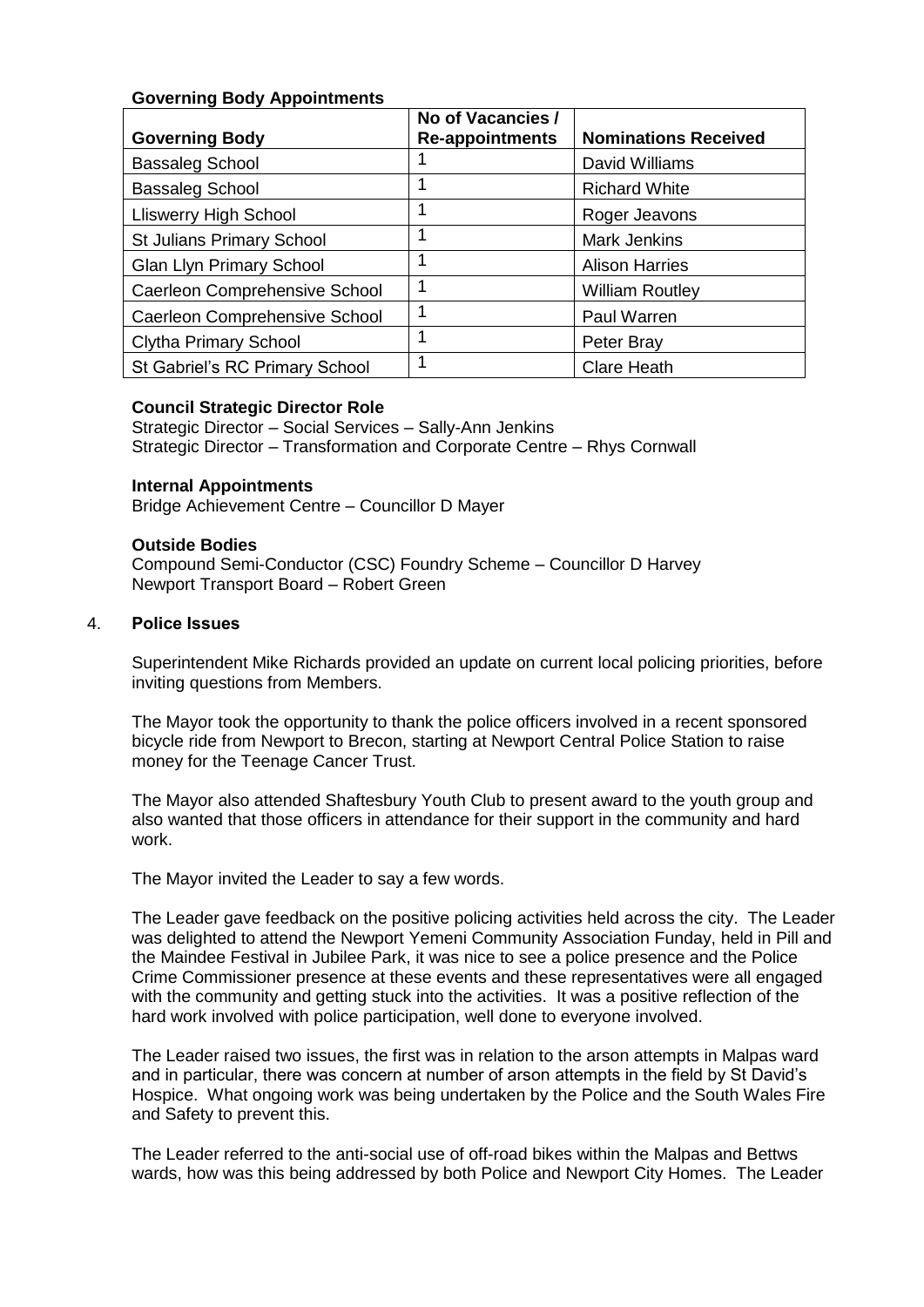**Governing Body Appointments**

| Governing Body | No of Vacancies / Re-appointments | Nominations Received |
| --- | --- | --- |
| Bassaleg School | 1 | David Williams |
| Bassaleg School | 1 | Richard White |
| Lliswerry High School | 1 | Roger Jeavons |
| St Julians Primary School | 1 | Mark Jenkins |
| Glan Llyn Primary School | 1 | Alison Harries |
| Caerleon Comprehensive School | 1 | William Routley |
| Caerleon Comprehensive School | 1 | Paul Warren |
| Clytha Primary School | 1 | Peter Bray |
| St Gabriel's RC Primary School | 1 | Clare Heath |

**Council Strategic Director Role**

Strategic Director – Social Services – Sally-Ann Jenkins
Strategic Director – Transformation and Corporate Centre – Rhys Cornwall

**Internal Appointments**

Bridge Achievement Centre – Councillor D Mayer

**Outside Bodies**

Compound Semi-Conductor (CSC) Foundry Scheme – Councillor D Harvey
Newport Transport Board – Robert Green

4. **Police Issues**

Superintendent Mike Richards provided an update on current local policing priorities, before inviting questions from Members.

The Mayor took the opportunity to thank the police officers involved in a recent sponsored bicycle ride from Newport to Brecon, starting at Newport Central Police Station to raise money for the Teenage Cancer Trust.

The Mayor also attended Shaftesbury Youth Club to present award to the youth group and also wanted that those officers in attendance for their support in the community and hard work.

The Mayor invited the Leader to say a few words.

The Leader gave feedback on the positive policing activities held across the city. The Leader was delighted to attend the Newport Yemeni Community Association Funday, held in Pill and the Maindee Festival in Jubilee Park, it was nice to see a police presence and the Police Crime Commissioner presence at these events and these representatives were all engaged with the community and getting stuck into the activities. It was a positive reflection of the hard work involved with police participation, well done to everyone involved.

The Leader raised two issues, the first was in relation to the arson attempts in Malpas ward and in particular, there was concern at number of arson attempts in the field by St David's Hospice. What ongoing work was being undertaken by the Police and the South Wales Fire and Safety to prevent this.

The Leader referred to the anti-social use of off-road bikes within the Malpas and Bettws wards, how was this being addressed by both Police and Newport City Homes. The Leader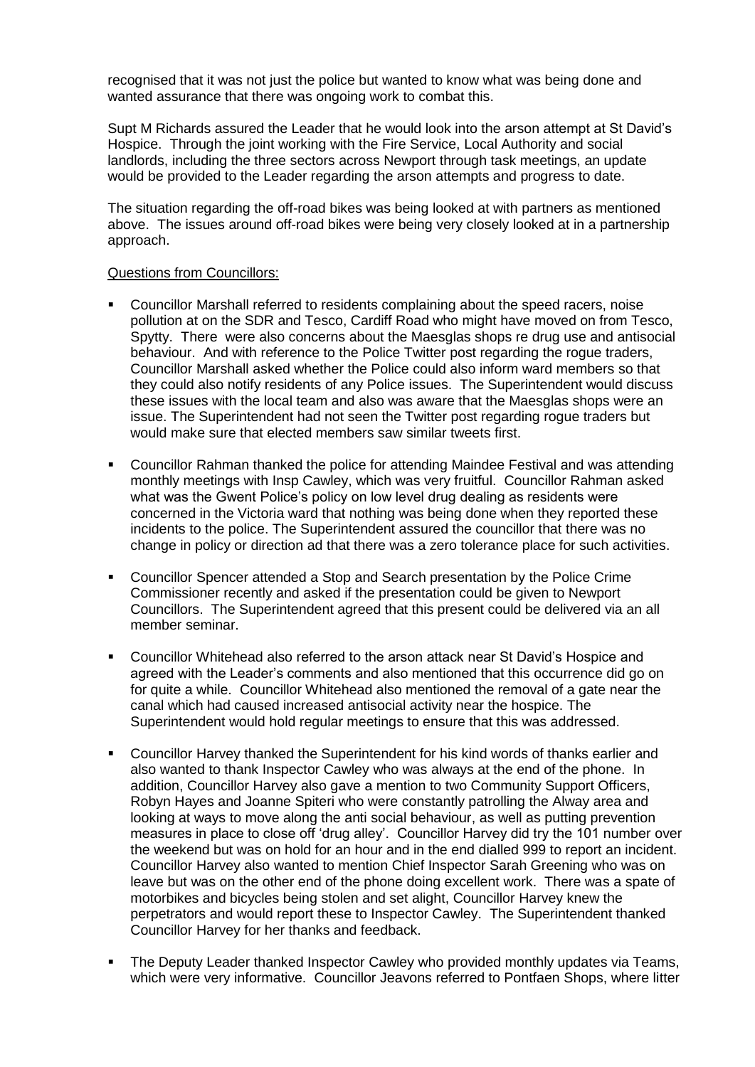recognised that it was not just the police but wanted to know what was being done and wanted assurance that there was ongoing work to combat this.

Supt M Richards assured the Leader that he would look into the arson attempt at St David's Hospice. Through the joint working with the Fire Service, Local Authority and social landlords, including the three sectors across Newport through task meetings, an update would be provided to the Leader regarding the arson attempts and progress to date.

The situation regarding the off-road bikes was being looked at with partners as mentioned above. The issues around off-road bikes were being very closely looked at in a partnership approach.

Questions from Councillors:

- Councillor Marshall referred to residents complaining about the speed racers, noise pollution at on the SDR and Tesco, Cardiff Road who might have moved on from Tesco, Spytty. There were also concerns about the Maesglas shops re drug use and antisocial behaviour. And with reference to the Police Twitter post regarding the rogue traders, Councillor Marshall asked whether the Police could also inform ward members so that they could also notify residents of any Police issues. The Superintendent would discuss these issues with the local team and also was aware that the Maesglas shops were an issue. The Superintendent had not seen the Twitter post regarding rogue traders but would make sure that elected members saw similar tweets first.
- Councillor Rahman thanked the police for attending Maindee Festival and was attending monthly meetings with Insp Cawley, which was very fruitful. Councillor Rahman asked what was the Gwent Police's policy on low level drug dealing as residents were concerned in the Victoria ward that nothing was being done when they reported these incidents to the police. The Superintendent assured the councillor that there was no change in policy or direction ad that there was a zero tolerance place for such activities.
- Councillor Spencer attended a Stop and Search presentation by the Police Crime Commissioner recently and asked if the presentation could be given to Newport Councillors. The Superintendent agreed that this present could be delivered via an all member seminar.
- Councillor Whitehead also referred to the arson attack near St David's Hospice and agreed with the Leader's comments and also mentioned that this occurrence did go on for quite a while. Councillor Whitehead also mentioned the removal of a gate near the canal which had caused increased antisocial activity near the hospice. The Superintendent would hold regular meetings to ensure that this was addressed.
- Councillor Harvey thanked the Superintendent for his kind words of thanks earlier and also wanted to thank Inspector Cawley who was always at the end of the phone. In addition, Councillor Harvey also gave a mention to two Community Support Officers, Robyn Hayes and Joanne Spiteri who were constantly patrolling the Alway area and looking at ways to move along the anti social behaviour, as well as putting prevention measures in place to close off 'drug alley'. Councillor Harvey did try the 101 number over the weekend but was on hold for an hour and in the end dialled 999 to report an incident. Councillor Harvey also wanted to mention Chief Inspector Sarah Greening who was on leave but was on the other end of the phone doing excellent work. There was a spate of motorbikes and bicycles being stolen and set alight, Councillor Harvey knew the perpetrators and would report these to Inspector Cawley. The Superintendent thanked Councillor Harvey for her thanks and feedback.
- The Deputy Leader thanked Inspector Cawley who provided monthly updates via Teams, which were very informative. Councillor Jeavons referred to Pontfaen Shops, where litter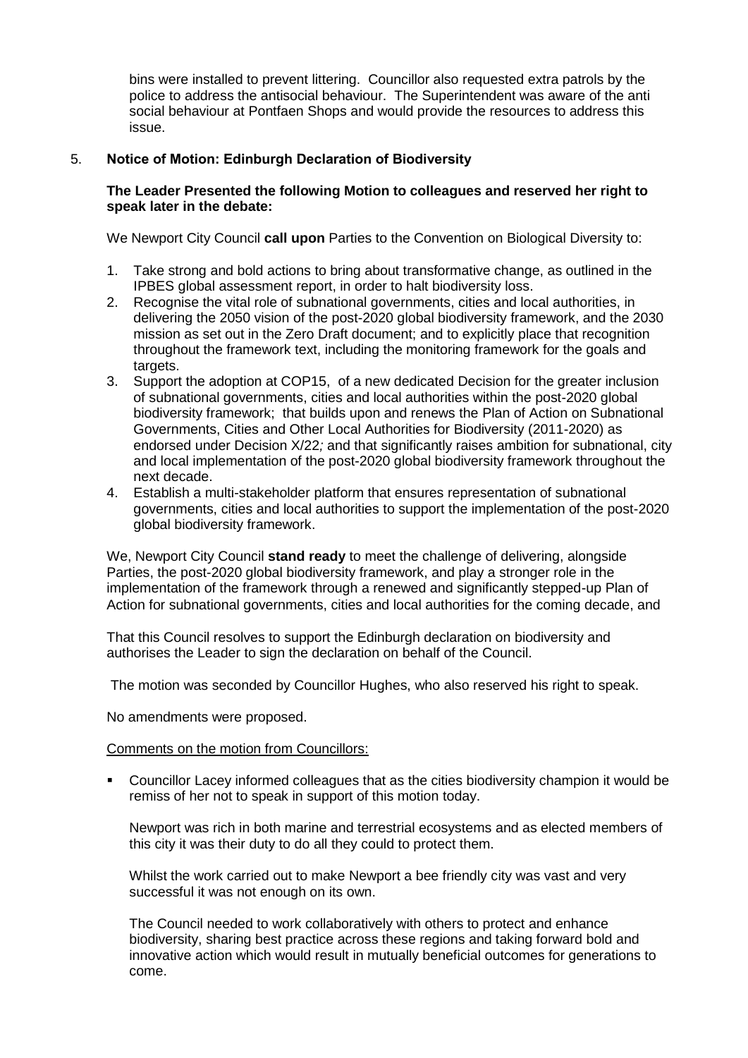bins were installed to prevent littering. Councillor also requested extra patrols by the police to address the antisocial behaviour. The Superintendent was aware of the anti social behaviour at Pontfaen Shops and would provide the resources to address this issue.

5. **Notice of Motion: Edinburgh Declaration of Biodiversity**

**The Leader Presented the following Motion to colleagues and reserved her right to speak later in the debate:**

We Newport City Council **call upon** Parties to the Convention on Biological Diversity to:

1. Take strong and bold actions to bring about transformative change, as outlined in the IPBES global assessment report, in order to halt biodiversity loss.
2. Recognise the vital role of subnational governments, cities and local authorities, in delivering the 2050 vision of the post-2020 global biodiversity framework, and the 2030 mission as set out in the Zero Draft document; and to explicitly place that recognition throughout the framework text, including the monitoring framework for the goals and targets.
3. Support the adoption at COP15, of a new dedicated Decision for the greater inclusion of subnational governments, cities and local authorities within the post-2020 global biodiversity framework; that builds upon and renews the Plan of Action on Subnational Governments, Cities and Other Local Authorities for Biodiversity (2011-2020) as endorsed under Decision X/22*;* and that significantly raises ambition for subnational, city and local implementation of the post-2020 global biodiversity framework throughout the next decade.
4. Establish a multi-stakeholder platform that ensures representation of subnational governments, cities and local authorities to support the implementation of the post-2020 global biodiversity framework.

We, Newport City Council **stand ready** to meet the challenge of delivering, alongside Parties, the post-2020 global biodiversity framework, and play a stronger role in the implementation of the framework through a renewed and significantly stepped-up Plan of Action for subnational governments, cities and local authorities for the coming decade, and

That this Council resolves to support the Edinburgh declaration on biodiversity and authorises the Leader to sign the declaration on behalf of the Council.

The motion was seconded by Councillor Hughes, who also reserved his right to speak.

No amendments were proposed.

<u>Comments on the motion from Councillors:</u>

- Councillor Lacey informed colleagues that as the cities biodiversity champion it would be remiss of her not to speak in support of this motion today.

  Newport was rich in both marine and terrestrial ecosystems and as elected members of this city it was their duty to do all they could to protect them.

  Whilst the work carried out to make Newport a bee friendly city was vast and very successful it was not enough on its own.

  The Council needed to work collaboratively with others to protect and enhance biodiversity, sharing best practice across these regions and taking forward bold and innovative action which would result in mutually beneficial outcomes for generations to come.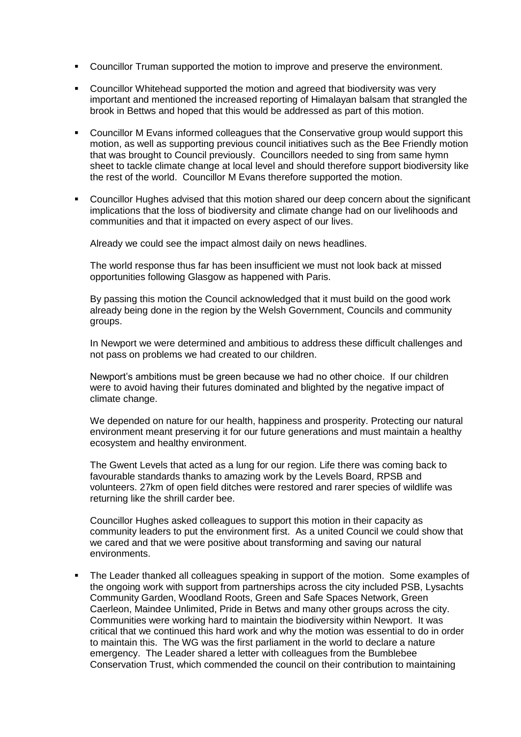- Councillor Truman supported the motion to improve and preserve the environment.

- Councillor Whitehead supported the motion and agreed that biodiversity was very important and mentioned the increased reporting of Himalayan balsam that strangled the brook in Bettws and hoped that this would be addressed as part of this motion.

- Councillor M Evans informed colleagues that the Conservative group would support this motion, as well as supporting previous council initiatives such as the Bee Friendly motion that was brought to Council previously. Councillors needed to sing from same hymn sheet to tackle climate change at local level and should therefore support biodiversity like the rest of the world. Councillor M Evans therefore supported the motion.

- Councillor Hughes advised that this motion shared our deep concern about the significant implications that the loss of biodiversity and climate change had on our livelihoods and communities and that it impacted on every aspect of our lives.

  Already we could see the impact almost daily on news headlines.

  The world response thus far has been insufficient we must not look back at missed opportunities following Glasgow as happened with Paris.

  By passing this motion the Council acknowledged that it must build on the good work already being done in the region by the Welsh Government, Councils and community groups.

  In Newport we were determined and ambitious to address these difficult challenges and not pass on problems we had created to our children.

  Newport's ambitions must be green because we had no other choice. If our children were to avoid having their futures dominated and blighted by the negative impact of climate change.

  We depended on nature for our health, happiness and prosperity. Protecting our natural environment meant preserving it for our future generations and must maintain a healthy ecosystem and healthy environment.

  The Gwent Levels that acted as a lung for our region. Life there was coming back to favourable standards thanks to amazing work by the Levels Board, RPSB and volunteers. 27km of open field ditches were restored and rarer species of wildlife was returning like the shrill carder bee.

  Councillor Hughes asked colleagues to support this motion in their capacity as community leaders to put the environment first. As a united Council we could show that we cared and that we were positive about transforming and saving our natural environments.

- The Leader thanked all colleagues speaking in support of the motion. Some examples of the ongoing work with support from partnerships across the city included PSB, Lysachts Community Garden, Woodland Roots, Green and Safe Spaces Network, Green Caerleon, Maindee Unlimited, Pride in Betws and many other groups across the city. Communities were working hard to maintain the biodiversity within Newport. It was critical that we continued this hard work and why the motion was essential to do in order to maintain this. The WG was the first parliament in the world to declare a nature emergency. The Leader shared a letter with colleagues from the Bumblebee Conservation Trust, which commended the council on their contribution to maintaining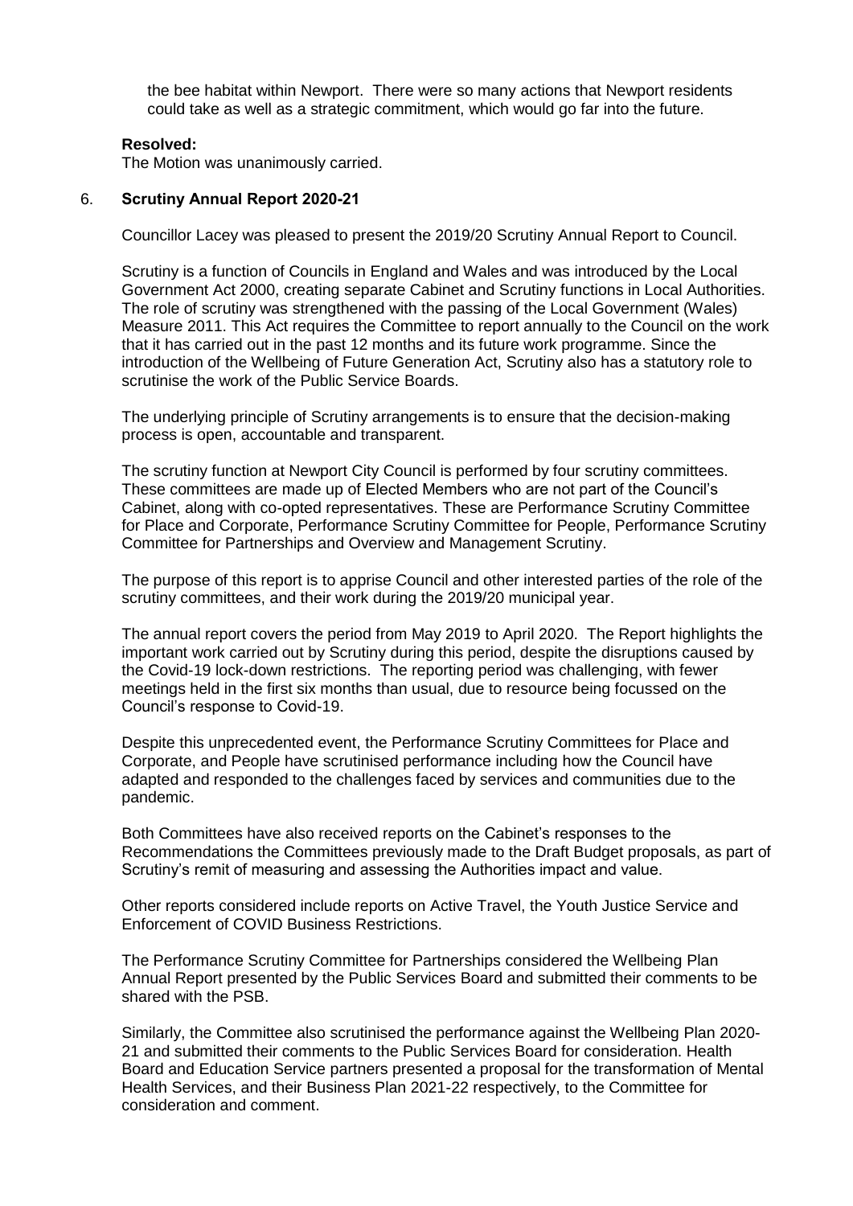the bee habitat within Newport. There were so many actions that Newport residents could take as well as a strategic commitment, which would go far into the future.

**Resolved:**
The Motion was unanimously carried.

6. **Scrutiny Annual Report 2020-21**

Councillor Lacey was pleased to present the 2019/20 Scrutiny Annual Report to Council.

Scrutiny is a function of Councils in England and Wales and was introduced by the Local Government Act 2000, creating separate Cabinet and Scrutiny functions in Local Authorities. The role of scrutiny was strengthened with the passing of the Local Government (Wales) Measure 2011. This Act requires the Committee to report annually to the Council on the work that it has carried out in the past 12 months and its future work programme. Since the introduction of the Wellbeing of Future Generation Act, Scrutiny also has a statutory role to scrutinise the work of the Public Service Boards.

The underlying principle of Scrutiny arrangements is to ensure that the decision-making process is open, accountable and transparent.

The scrutiny function at Newport City Council is performed by four scrutiny committees. These committees are made up of Elected Members who are not part of the Council's Cabinet, along with co-opted representatives. These are Performance Scrutiny Committee for Place and Corporate, Performance Scrutiny Committee for People, Performance Scrutiny Committee for Partnerships and Overview and Management Scrutiny.

The purpose of this report is to apprise Council and other interested parties of the role of the scrutiny committees, and their work during the 2019/20 municipal year.

The annual report covers the period from May 2019 to April 2020. The Report highlights the important work carried out by Scrutiny during this period, despite the disruptions caused by the Covid-19 lock-down restrictions. The reporting period was challenging, with fewer meetings held in the first six months than usual, due to resource being focussed on the Council's response to Covid-19.

Despite this unprecedented event, the Performance Scrutiny Committees for Place and Corporate, and People have scrutinised performance including how the Council have adapted and responded to the challenges faced by services and communities due to the pandemic.

Both Committees have also received reports on the Cabinet's responses to the Recommendations the Committees previously made to the Draft Budget proposals, as part of Scrutiny's remit of measuring and assessing the Authorities impact and value.

Other reports considered include reports on Active Travel, the Youth Justice Service and Enforcement of COVID Business Restrictions.

The Performance Scrutiny Committee for Partnerships considered the Wellbeing Plan Annual Report presented by the Public Services Board and submitted their comments to be shared with the PSB.

Similarly, the Committee also scrutinised the performance against the Wellbeing Plan 2020-21 and submitted their comments to the Public Services Board for consideration. Health Board and Education Service partners presented a proposal for the transformation of Mental Health Services, and their Business Plan 2021-22 respectively, to the Committee for consideration and comment.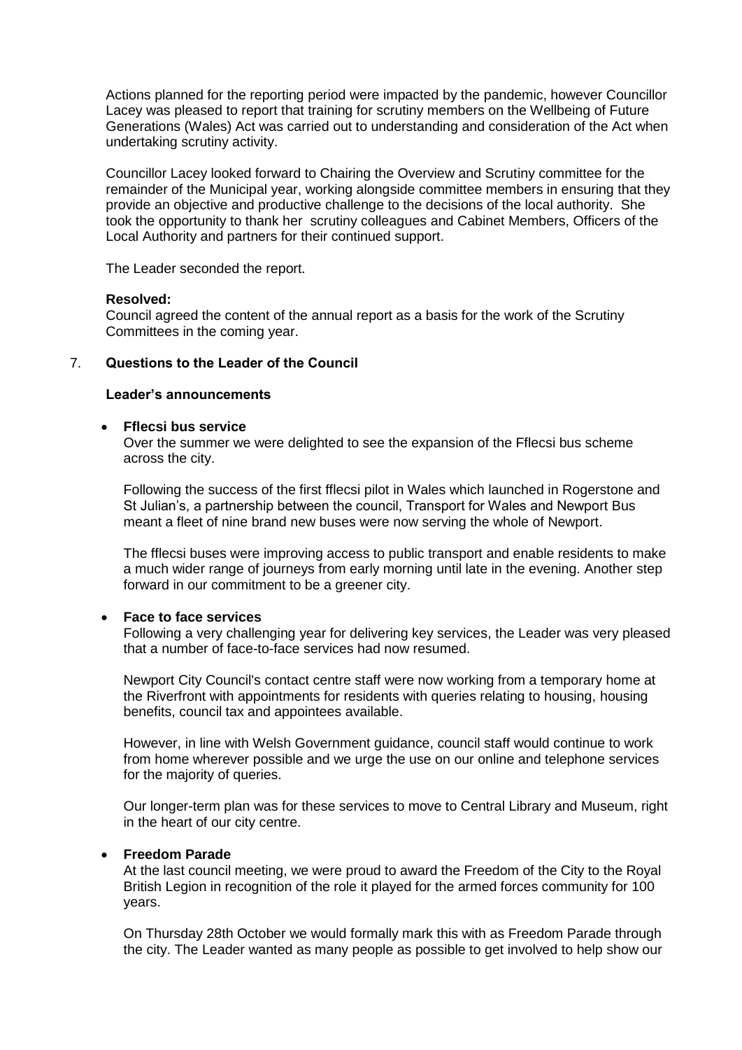Actions planned for the reporting period were impacted by the pandemic, however Councillor Lacey was pleased to report that training for scrutiny members on the Wellbeing of Future Generations (Wales) Act was carried out to understanding and consideration of the Act when undertaking scrutiny activity.

Councillor Lacey looked forward to Chairing the Overview and Scrutiny committee for the remainder of the Municipal year, working alongside committee members in ensuring that they provide an objective and productive challenge to the decisions of the local authority. She took the opportunity to thank her scrutiny colleagues and Cabinet Members, Officers of the Local Authority and partners for their continued support.

The Leader seconded the report.

**Resolved:**
Council agreed the content of the annual report as a basis for the work of the Scrutiny Committees in the coming year.

7. **Questions to the Leader of the Council**

**Leader's announcements**

- **Fflecsi bus service**

  Over the summer we were delighted to see the expansion of the Fflecsi bus scheme across the city.

  Following the success of the first fflecsi pilot in Wales which launched in Rogerstone and St Julian's, a partnership between the council, Transport for Wales and Newport Bus meant a fleet of nine brand new buses were now serving the whole of Newport.

  The fflecsi buses were improving access to public transport and enable residents to make a much wider range of journeys from early morning until late in the evening. Another step forward in our commitment to be a greener city.

- **Face to face services**

  Following a very challenging year for delivering key services, the Leader was very pleased that a number of face-to-face services had now resumed.

  Newport City Council's contact centre staff were now working from a temporary home at the Riverfront with appointments for residents with queries relating to housing, housing benefits, council tax and appointees available.

  However, in line with Welsh Government guidance, council staff would continue to work from home wherever possible and we urge the use on our online and telephone services for the majority of queries.

  Our longer-term plan was for these services to move to Central Library and Museum, right in the heart of our city centre.

- **Freedom Parade**

  At the last council meeting, we were proud to award the Freedom of the City to the Royal British Legion in recognition of the role it played for the armed forces community for 100 years.

  On Thursday 28th October we would formally mark this with as Freedom Parade through the city. The Leader wanted as many people as possible to get involved to help show our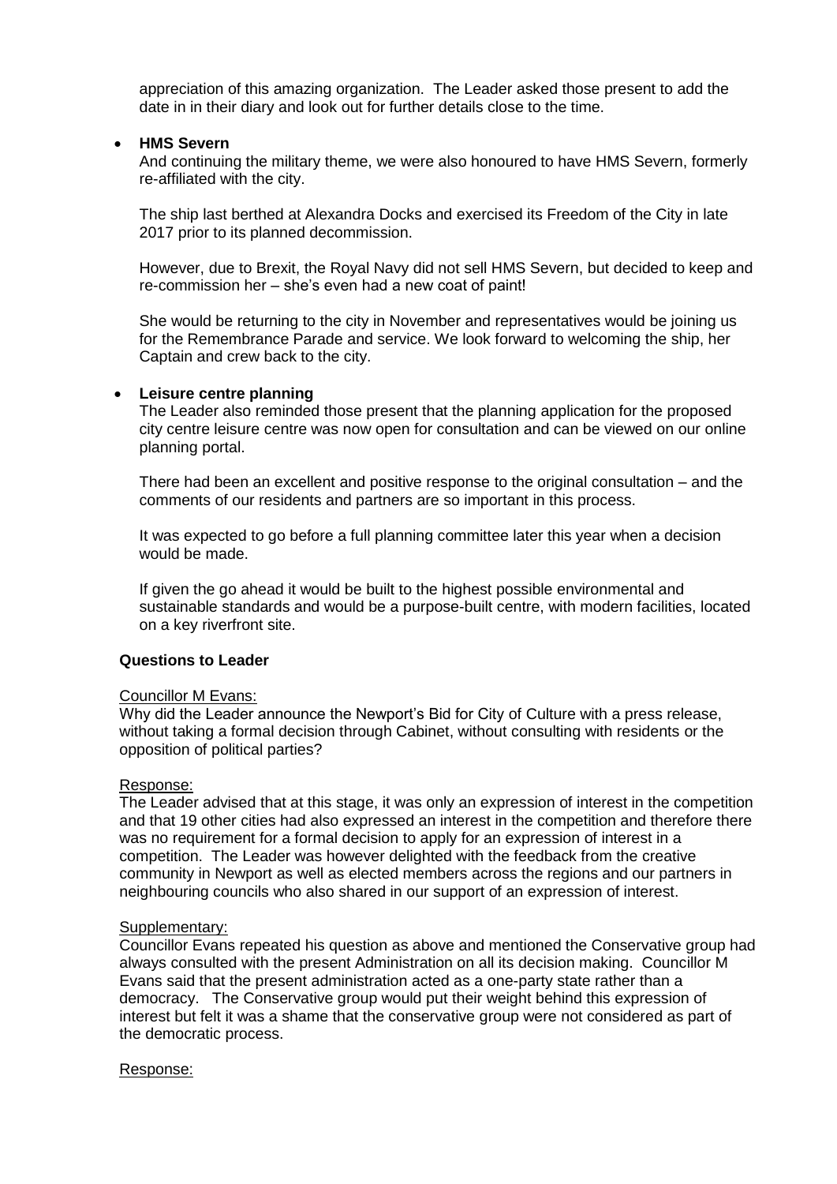appreciation of this amazing organization. The Leader asked those present to add the date in in their diary and look out for further details close to the time.

- **HMS Severn**

  And continuing the military theme, we were also honoured to have HMS Severn, formerly re-affiliated with the city.

  The ship last berthed at Alexandra Docks and exercised its Freedom of the City in late 2017 prior to its planned decommission.

  However, due to Brexit, the Royal Navy did not sell HMS Severn, but decided to keep and re-commission her – she's even had a new coat of paint!

  She would be returning to the city in November and representatives would be joining us for the Remembrance Parade and service. We look forward to welcoming the ship, her Captain and crew back to the city.

- **Leisure centre planning**

  The Leader also reminded those present that the planning application for the proposed city centre leisure centre was now open for consultation and can be viewed on our online planning portal.

  There had been an excellent and positive response to the original consultation – and the comments of our residents and partners are so important in this process.

  It was expected to go before a full planning committee later this year when a decision would be made.

  If given the go ahead it would be built to the highest possible environmental and sustainable standards and would be a purpose-built centre, with modern facilities, located on a key riverfront site.

**Questions to Leader**

Councillor M Evans:

Why did the Leader announce the Newport's Bid for City of Culture with a press release, without taking a formal decision through Cabinet, without consulting with residents or the opposition of political parties?

Response:

The Leader advised that at this stage, it was only an expression of interest in the competition and that 19 other cities had also expressed an interest in the competition and therefore there was no requirement for a formal decision to apply for an expression of interest in a competition. The Leader was however delighted with the feedback from the creative community in Newport as well as elected members across the regions and our partners in neighbouring councils who also shared in our support of an expression of interest.

Supplementary:

Councillor Evans repeated his question as above and mentioned the Conservative group had always consulted with the present Administration on all its decision making. Councillor M Evans said that the present administration acted as a one-party state rather than a democracy. The Conservative group would put their weight behind this expression of interest but felt it was a shame that the conservative group were not considered as part of the democratic process.

Response: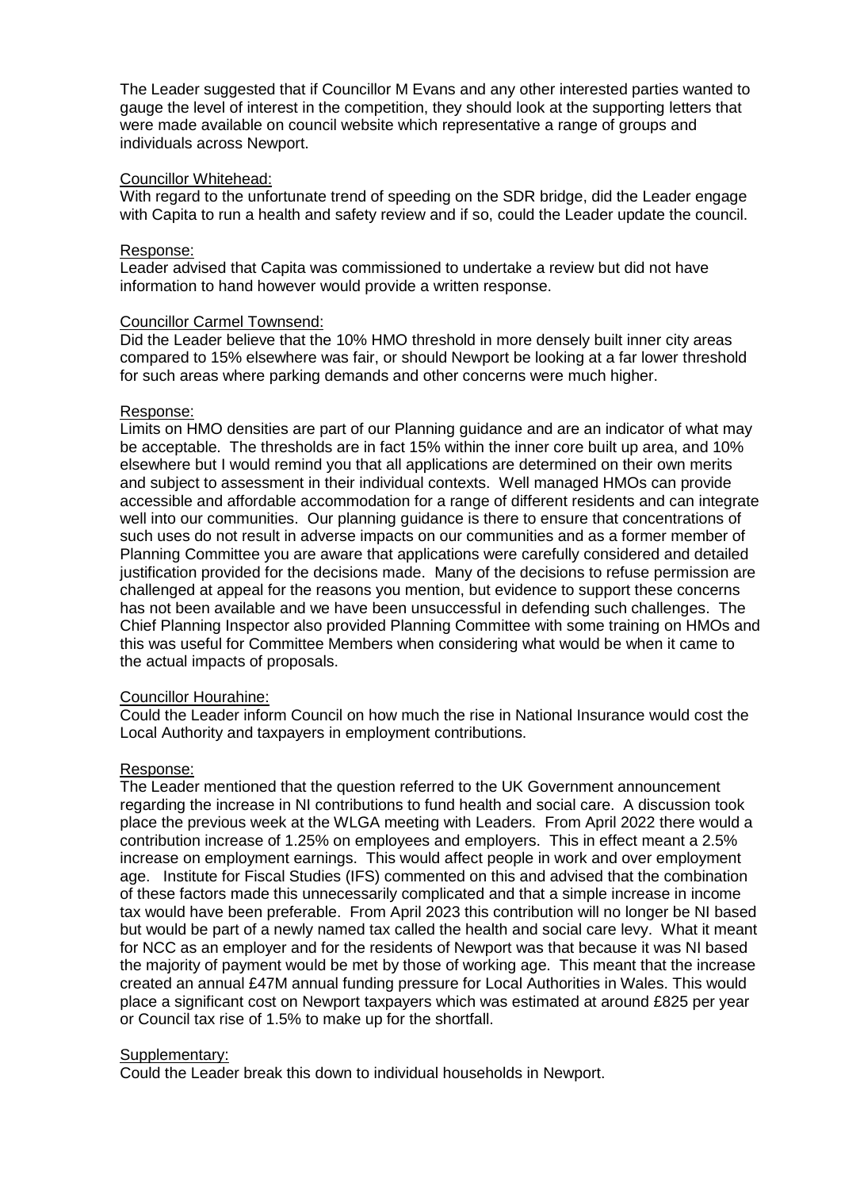The Leader suggested that if Councillor M Evans and any other interested parties wanted to gauge the level of interest in the competition, they should look at the supporting letters that were made available on council website which representative a range of groups and individuals across Newport.

Councillor Whitehead:

With regard to the unfortunate trend of speeding on the SDR bridge, did the Leader engage with Capita to run a health and safety review and if so, could the Leader update the council.

Response:

Leader advised that Capita was commissioned to undertake a review but did not have information to hand however would provide a written response.

Councillor Carmel Townsend:

Did the Leader believe that the 10% HMO threshold in more densely built inner city areas compared to 15% elsewhere was fair, or should Newport be looking at a far lower threshold for such areas where parking demands and other concerns were much higher.

Response:

Limits on HMO densities are part of our Planning guidance and are an indicator of what may be acceptable. The thresholds are in fact 15% within the inner core built up area, and 10% elsewhere but I would remind you that all applications are determined on their own merits and subject to assessment in their individual contexts. Well managed HMOs can provide accessible and affordable accommodation for a range of different residents and can integrate well into our communities. Our planning guidance is there to ensure that concentrations of such uses do not result in adverse impacts on our communities and as a former member of Planning Committee you are aware that applications were carefully considered and detailed justification provided for the decisions made. Many of the decisions to refuse permission are challenged at appeal for the reasons you mention, but evidence to support these concerns has not been available and we have been unsuccessful in defending such challenges. The Chief Planning Inspector also provided Planning Committee with some training on HMOs and this was useful for Committee Members when considering what would be when it came to the actual impacts of proposals.

Councillor Hourahine:

Could the Leader inform Council on how much the rise in National Insurance would cost the Local Authority and taxpayers in employment contributions.

Response:

The Leader mentioned that the question referred to the UK Government announcement regarding the increase in NI contributions to fund health and social care. A discussion took place the previous week at the WLGA meeting with Leaders. From April 2022 there would a contribution increase of 1.25% on employees and employers. This in effect meant a 2.5% increase on employment earnings. This would affect people in work and over employment age. Institute for Fiscal Studies (IFS) commented on this and advised that the combination of these factors made this unnecessarily complicated and that a simple increase in income tax would have been preferable. From April 2023 this contribution will no longer be NI based but would be part of a newly named tax called the health and social care levy. What it meant for NCC as an employer and for the residents of Newport was that because it was NI based the majority of payment would be met by those of working age. This meant that the increase created an annual £47M annual funding pressure for Local Authorities in Wales. This would place a significant cost on Newport taxpayers which was estimated at around £825 per year or Council tax rise of 1.5% to make up for the shortfall.

Supplementary:

Could the Leader break this down to individual households in Newport.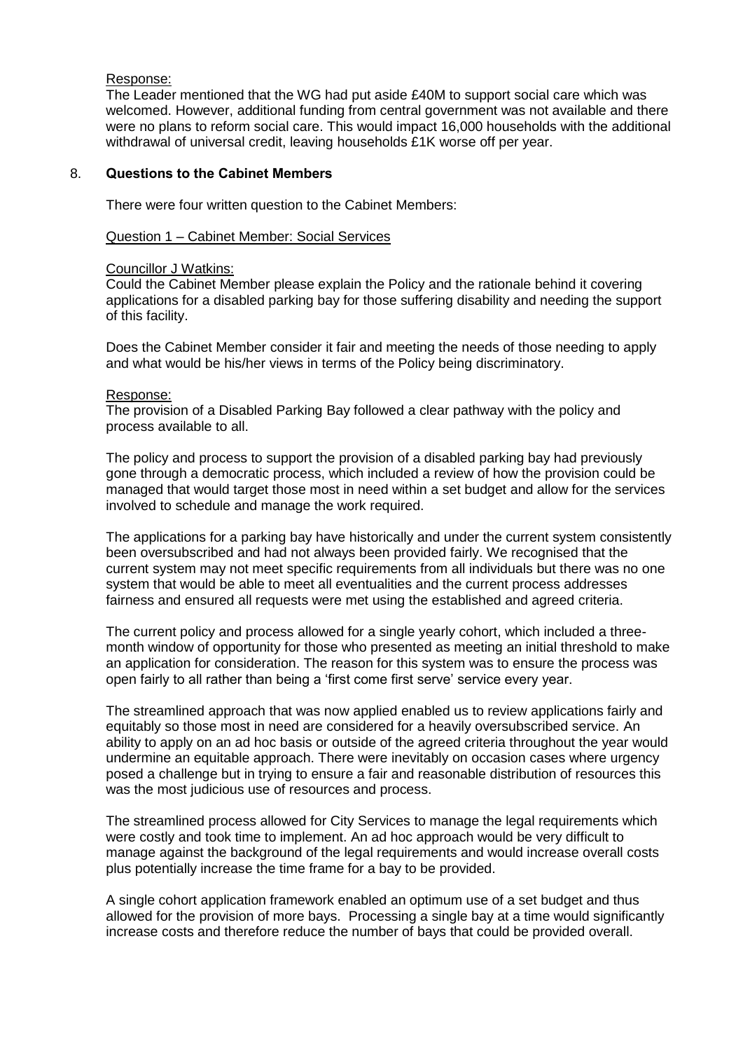Response:

The Leader mentioned that the WG had put aside £40M to support social care which was welcomed. However, additional funding from central government was not available and there were no plans to reform social care. This would impact 16,000 households with the additional withdrawal of universal credit, leaving households £1K worse off per year.

## 8. **Questions to the Cabinet Members**

There were four written question to the Cabinet Members:

Question 1 – Cabinet Member: Social Services

Councillor J Watkins:

Could the Cabinet Member please explain the Policy and the rationale behind it covering applications for a disabled parking bay for those suffering disability and needing the support of this facility.

Does the Cabinet Member consider it fair and meeting the needs of those needing to apply and what would be his/her views in terms of the Policy being discriminatory.

Response:

The provision of a Disabled Parking Bay followed a clear pathway with the policy and process available to all.

The policy and process to support the provision of a disabled parking bay had previously gone through a democratic process, which included a review of how the provision could be managed that would target those most in need within a set budget and allow for the services involved to schedule and manage the work required.

The applications for a parking bay have historically and under the current system consistently been oversubscribed and had not always been provided fairly. We recognised that the current system may not meet specific requirements from all individuals but there was no one system that would be able to meet all eventualities and the current process addresses fairness and ensured all requests were met using the established and agreed criteria.

The current policy and process allowed for a single yearly cohort, which included a three-month window of opportunity for those who presented as meeting an initial threshold to make an application for consideration. The reason for this system was to ensure the process was open fairly to all rather than being a 'first come first serve' service every year.

The streamlined approach that was now applied enabled us to review applications fairly and equitably so those most in need are considered for a heavily oversubscribed service. An ability to apply on an ad hoc basis or outside of the agreed criteria throughout the year would undermine an equitable approach. There were inevitably on occasion cases where urgency posed a challenge but in trying to ensure a fair and reasonable distribution of resources this was the most judicious use of resources and process.

The streamlined process allowed for City Services to manage the legal requirements which were costly and took time to implement. An ad hoc approach would be very difficult to manage against the background of the legal requirements and would increase overall costs plus potentially increase the time frame for a bay to be provided.

A single cohort application framework enabled an optimum use of a set budget and thus allowed for the provision of more bays. Processing a single bay at a time would significantly increase costs and therefore reduce the number of bays that could be provided overall.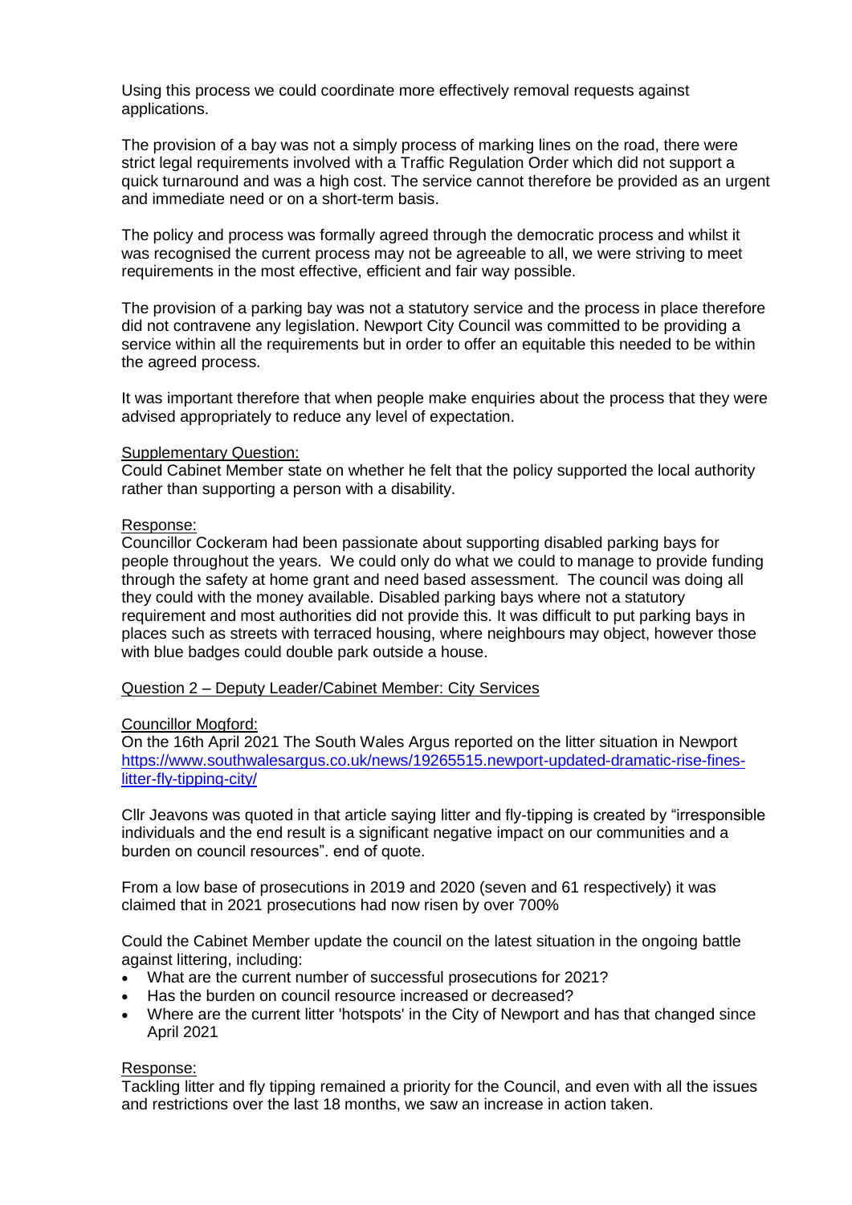Using this process we could coordinate more effectively removal requests against applications.

The provision of a bay was not a simply process of marking lines on the road, there were strict legal requirements involved with a Traffic Regulation Order which did not support a quick turnaround and was a high cost. The service cannot therefore be provided as an urgent and immediate need or on a short-term basis.

The policy and process was formally agreed through the democratic process and whilst it was recognised the current process may not be agreeable to all, we were striving to meet requirements in the most effective, efficient and fair way possible.

The provision of a parking bay was not a statutory service and the process in place therefore did not contravene any legislation. Newport City Council was committed to be providing a service within all the requirements but in order to offer an equitable this needed to be within the agreed process.

It was important therefore that when people make enquiries about the process that they were advised appropriately to reduce any level of expectation.

Supplementary Question:
Could Cabinet Member state on whether he felt that the policy supported the local authority rather than supporting a person with a disability.

Response:
Councillor Cockeram had been passionate about supporting disabled parking bays for people throughout the years. We could only do what we could to manage to provide funding through the safety at home grant and need based assessment. The council was doing all they could with the money available. Disabled parking bays where not a statutory requirement and most authorities did not provide this. It was difficult to put parking bays in places such as streets with terraced housing, where neighbours may object, however those with blue badges could double park outside a house.

Question 2 – Deputy Leader/Cabinet Member: City Services

Councillor Mogford:
On the 16th April 2021 The South Wales Argus reported on the litter situation in Newport https://www.southwalesargus.co.uk/news/19265515.newport-updated-dramatic-rise-fines-litter-fly-tipping-city/

Cllr Jeavons was quoted in that article saying litter and fly-tipping is created by "irresponsible individuals and the end result is a significant negative impact on our communities and a burden on council resources". end of quote.

From a low base of prosecutions in 2019 and 2020 (seven and 61 respectively) it was claimed that in 2021 prosecutions had now risen by over 700%

Could the Cabinet Member update the council on the latest situation in the ongoing battle against littering, including:

- What are the current number of successful prosecutions for 2021?
- Has the burden on council resource increased or decreased?
- Where are the current litter 'hotspots' in the City of Newport and has that changed since April 2021

Response:
Tackling litter and fly tipping remained a priority for the Council, and even with all the issues and restrictions over the last 18 months, we saw an increase in action taken.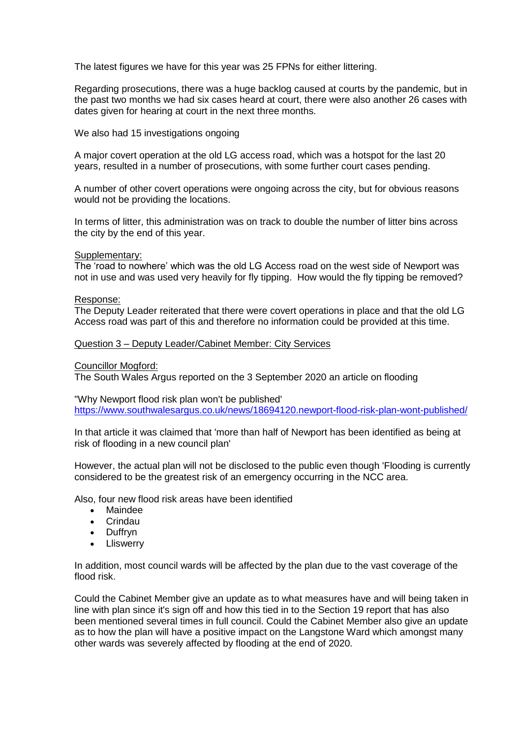The latest figures we have for this year was 25 FPNs for either littering.

Regarding prosecutions, there was a huge backlog caused at courts by the pandemic, but in the past two months we had six cases heard at court, there were also another 26 cases with dates given for hearing at court in the next three months.

We also had 15 investigations ongoing

A major covert operation at the old LG access road, which was a hotspot for the last 20 years, resulted in a number of prosecutions, with some further court cases pending.

A number of other covert operations were ongoing across the city, but for obvious reasons would not be providing the locations.

In terms of litter, this administration was on track to double the number of litter bins across the city by the end of this year.

Supplementary:
The 'road to nowhere' which was the old LG Access road on the west side of Newport was not in use and was used very heavily for fly tipping. How would the fly tipping be removed?

Response:
The Deputy Leader reiterated that there were covert operations in place and that the old LG Access road was part of this and therefore no information could be provided at this time.

Question 3 – Deputy Leader/Cabinet Member: City Services

Councillor Mogford:
The South Wales Argus reported on the 3 September 2020 an article on flooding

"Why Newport flood risk plan won't be published'
https://www.southwalesargus.co.uk/news/18694120.newport-flood-risk-plan-wont-published/

In that article it was claimed that 'more than half of Newport has been identified as being at risk of flooding in a new council plan'

However, the actual plan will not be disclosed to the public even though 'Flooding is currently considered to be the greatest risk of an emergency occurring in the NCC area.

Also, four new flood risk areas have been identified

- Maindee
- Crindau
- Duffryn
- Lliswerry

In addition, most council wards will be affected by the plan due to the vast coverage of the flood risk.

Could the Cabinet Member give an update as to what measures have and will being taken in line with plan since it's sign off and how this tied in to the Section 19 report that has also been mentioned several times in full council. Could the Cabinet Member also give an update as to how the plan will have a positive impact on the Langstone Ward which amongst many other wards was severely affected by flooding at the end of 2020.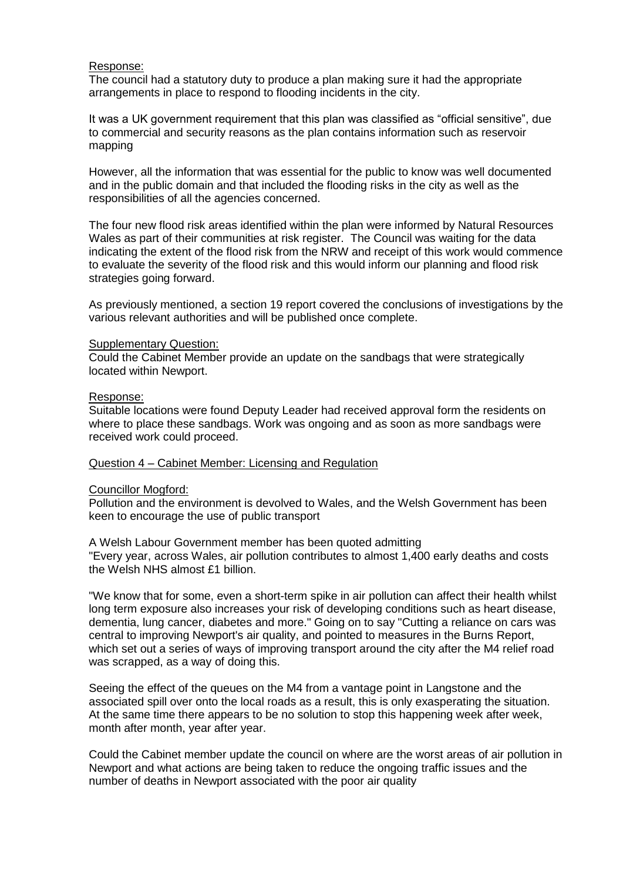Response:
The council had a statutory duty to produce a plan making sure it had the appropriate arrangements in place to respond to flooding incidents in the city.

It was a UK government requirement that this plan was classified as "official sensitive", due to commercial and security reasons as the plan contains information such as reservoir mapping

However, all the information that was essential for the public to know was well documented and in the public domain and that included the flooding risks in the city as well as the responsibilities of all the agencies concerned.

The four new flood risk areas identified within the plan were informed by Natural Resources Wales as part of their communities at risk register. The Council was waiting for the data indicating the extent of the flood risk from the NRW and receipt of this work would commence to evaluate the severity of the flood risk and this would inform our planning and flood risk strategies going forward.

As previously mentioned, a section 19 report covered the conclusions of investigations by the various relevant authorities and will be published once complete.

Supplementary Question:
Could the Cabinet Member provide an update on the sandbags that were strategically located within Newport.

Response:
Suitable locations were found Deputy Leader had received approval form the residents on where to place these sandbags. Work was ongoing and as soon as more sandbags were received work could proceed.

Question 4 – Cabinet Member: Licensing and Regulation

Councillor Mogford:
Pollution and the environment is devolved to Wales, and the Welsh Government has been keen to encourage the use of public transport

A Welsh Labour Government member has been quoted admitting
"Every year, across Wales, air pollution contributes to almost 1,400 early deaths and costs the Welsh NHS almost £1 billion.

"We know that for some, even a short-term spike in air pollution can affect their health whilst long term exposure also increases your risk of developing conditions such as heart disease, dementia, lung cancer, diabetes and more." Going on to say "Cutting a reliance on cars was central to improving Newport's air quality, and pointed to measures in the Burns Report, which set out a series of ways of improving transport around the city after the M4 relief road was scrapped, as a way of doing this.

Seeing the effect of the queues on the M4 from a vantage point in Langstone and the associated spill over onto the local roads as a result, this is only exasperating the situation. At the same time there appears to be no solution to stop this happening week after week, month after month, year after year.

Could the Cabinet member update the council on where are the worst areas of air pollution in Newport and what actions are being taken to reduce the ongoing traffic issues and the number of deaths in Newport associated with the poor air quality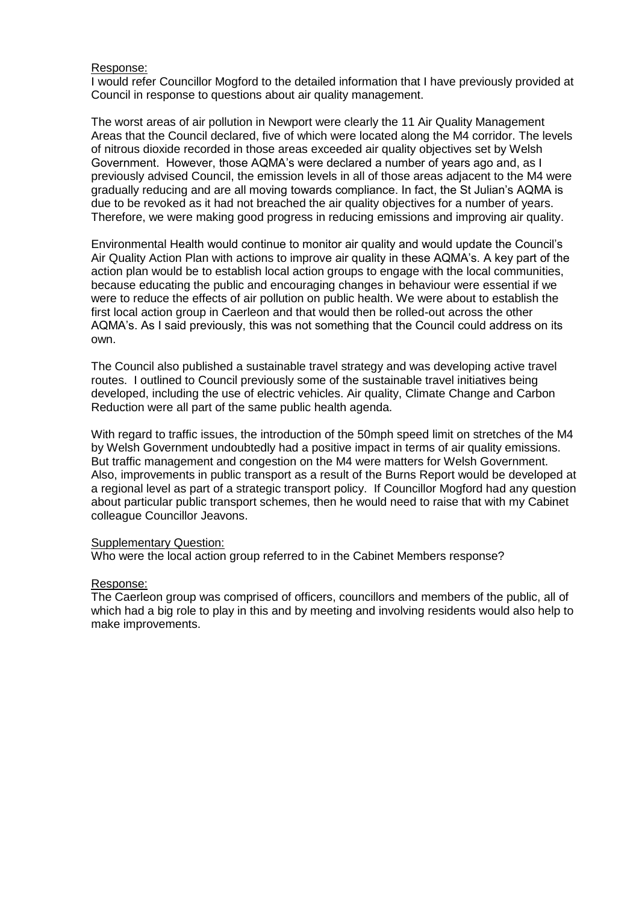Response:

I would refer Councillor Mogford to the detailed information that I have previously provided at Council in response to questions about air quality management.

The worst areas of air pollution in Newport were clearly the 11 Air Quality Management Areas that the Council declared, five of which were located along the M4 corridor. The levels of nitrous dioxide recorded in those areas exceeded air quality objectives set by Welsh Government. However, those AQMA's were declared a number of years ago and, as I previously advised Council, the emission levels in all of those areas adjacent to the M4 were gradually reducing and are all moving towards compliance. In fact, the St Julian's AQMA is due to be revoked as it had not breached the air quality objectives for a number of years. Therefore, we were making good progress in reducing emissions and improving air quality.

Environmental Health would continue to monitor air quality and would update the Council's Air Quality Action Plan with actions to improve air quality in these AQMA's. A key part of the action plan would be to establish local action groups to engage with the local communities, because educating the public and encouraging changes in behaviour were essential if we were to reduce the effects of air pollution on public health. We were about to establish the first local action group in Caerleon and that would then be rolled-out across the other AQMA's. As I said previously, this was not something that the Council could address on its own.

The Council also published a sustainable travel strategy and was developing active travel routes. I outlined to Council previously some of the sustainable travel initiatives being developed, including the use of electric vehicles. Air quality, Climate Change and Carbon Reduction were all part of the same public health agenda.

With regard to traffic issues, the introduction of the 50mph speed limit on stretches of the M4 by Welsh Government undoubtedly had a positive impact in terms of air quality emissions. But traffic management and congestion on the M4 were matters for Welsh Government. Also, improvements in public transport as a result of the Burns Report would be developed at a regional level as part of a strategic transport policy. If Councillor Mogford had any question about particular public transport schemes, then he would need to raise that with my Cabinet colleague Councillor Jeavons.

Supplementary Question:

Who were the local action group referred to in the Cabinet Members response?

Response:

The Caerleon group was comprised of officers, councillors and members of the public, all of which had a big role to play in this and by meeting and involving residents would also help to make improvements.